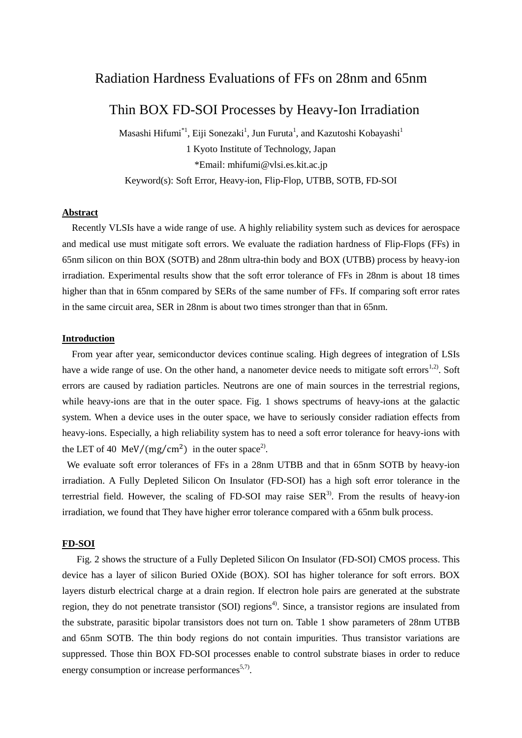# Radiation Hardness Evaluations of FFs on 28nm and 65nm Thin BOX FD-SOI Processes by Heavy-Ion Irradiation

Masashi Hifumi[*1], Eiji Sonezaki[1], Jun Furuta[1], and Kazutoshi Kobayashi[1]

1 Kyoto Institute of Technology, Japan

*Email: mhifumi@vlsi.es.kit.ac.jp

Keyword(s): Soft Error, Heavy-ion, Flip-Flop, UTBB, SOTB, FD-SOI

## Abstract

Recently VLSIs have a wide range of use. A highly reliability system such as devices for aerospace and medical use must mitigate soft errors. We evaluate the radiation hardness of Flip-Flops (FFs) in 65nm silicon on thin BOX (SOTB) and 28nm ultra-thin body and BOX (UTBB) process by heavy-ion irradiation. Experimental results show that the soft error tolerance of FFs in 28nm is about 18 times higher than that in 65nm compared by SERs of the same number of FFs. If comparing soft error rates in the same circuit area, SER in 28nm is about two times stronger than that in 65nm.

## Introduction

From year after year, semiconductor devices continue scaling. High degrees of integration of LSIs have a wide range of use. On the other hand, a nanometer device needs to mitigate soft errors[1,2]. Soft errors are caused by radiation particles. Neutrons are one of main sources in the terrestrial regions, while heavy-ions are that in the outer space. Fig. 1 shows spectrums of heavy-ions at the galactic system. When a device uses in the outer space, we have to seriously consider radiation effects from heavy-ions. Especially, a high reliability system has to need a soft error tolerance for heavy-ions with the LET of 40 $\mathrm{MeV/(mg/cm^2)}$ in the outer space[2].

We evaluate soft error tolerances of FFs in a 28nm UTBB and that in 65nm SOTB by heavy-ion irradiation. A Fully Depleted Silicon On Insulator (FD-SOI) has a high soft error tolerance in the terrestrial field. However, the scaling of FD-SOI may raise SER[3]. From the results of heavy-ion irradiation, we found that They have higher error tolerance compared with a 65nm bulk process.

## FD-SOI

Fig. 2 shows the structure of a Fully Depleted Silicon On Insulator (FD-SOI) CMOS process. This device has a layer of silicon Buried OXide (BOX). SOI has higher tolerance for soft errors. BOX layers disturb electrical charge at a drain region. If electron hole pairs are generated at the substrate region, they do not penetrate transistor (SOI) regions[4]. Since, a transistor regions are insulated from the substrate, parasitic bipolar transistors does not turn on. Table 1 show parameters of 28nm UTBB and 65nm SOTB. The thin body regions do not contain impurities. Thus transistor variations are suppressed. Those thin BOX FD-SOI processes enable to control substrate biases in order to reduce energy consumption or increase performances[5,7].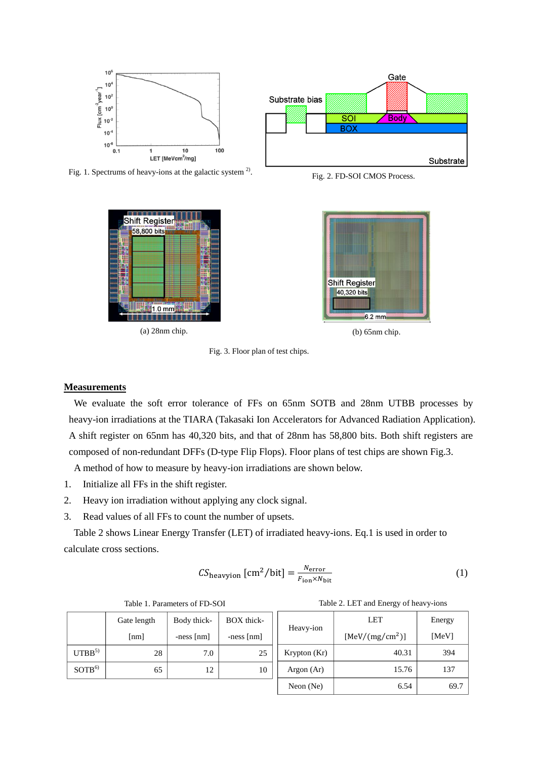Fig. 1. Spectrums of heavy-ions at the galactic system [2].

Fig. 2. FD-SOI CMOS Process.

(a) 28nm chip.

(b) 65nm chip.

Fig. 3. Floor plan of test chips.

## Measurements

We evaluate the soft error tolerance of FFs on 65nm SOTB and 28nm UTBB processes by heavy-ion irradiations at the TIARA (Takasaki Ion Accelerators for Advanced Radiation Application). A shift register on 65nm has 40,320 bits, and that of 28nm has 58,800 bits. Both shift registers are composed of non-redundant DFFs (D-type Flip Flops). Floor plans of test chips are shown Fig.3.

A method of how to measure by heavy-ion irradiations are shown below.

1. Initialize all FFs in the shift register.
2. Heavy ion irradiation without applying any clock signal.
3. Read values of all FFs to count the number of upsets.

Table 2 shows Linear Energy Transfer (LET) of irradiated heavy-ions. Eq.1 is used in order to calculate cross sections.

$$CS_{\mathrm{heavyion}}\ [\mathrm{cm}^2/\mathrm{bit}] = \frac{N_{\mathrm{error}}}{F_{\mathrm{ion}} \times N_{\mathrm{bit}}} \tag{1}$$

Table 1. Parameters of FD-SOI

| | Gate length [nm] | Body thick-ness [nm] | BOX thick-ness [nm] |
|---|---|---|---|
| UTBB[5] | 28 | 7.0 | 25 |
| SOTB[6] | 65 | 12 | 10 |

Table 2. LET and Energy of heavy-ions

| Heavy-ion | LET [MeV/(mg/cm$^2$)] | Energy [MeV] |
|---|---|---|
| Krypton (Kr) | 40.31 | 394 |
| Argon (Ar) | 15.76 | 137 |
| Neon (Ne) | 6.54 | 69.7 |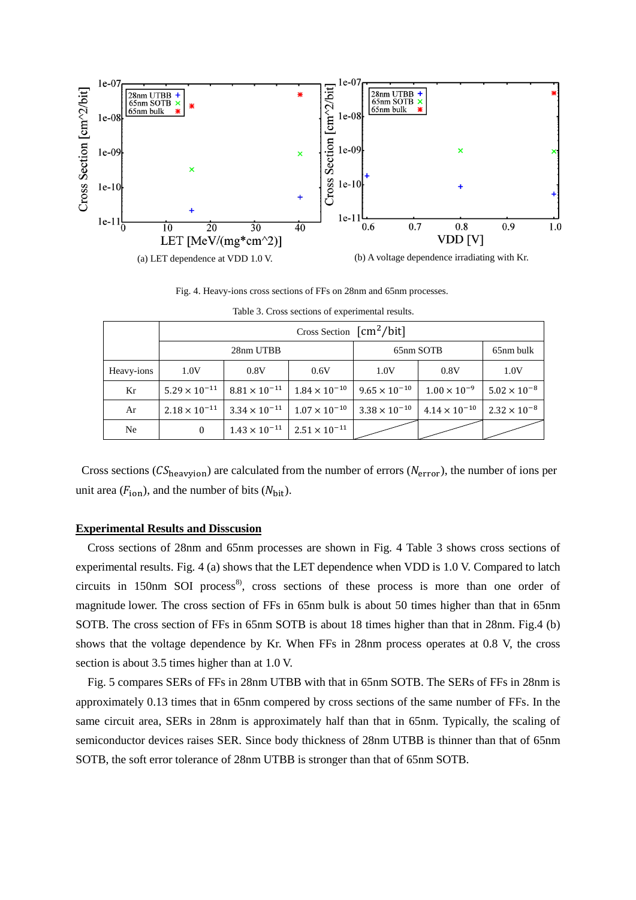(a) LET dependence at VDD 1.0 V.

(b) A voltage dependence irradiating with Kr.

Fig. 4. Heavy-ions cross sections of FFs on 28nm and 65nm processes.

Table 3. Cross sections of experimental results.

| | Cross Section $[\mathrm{cm}^2/\mathrm{bit}]$ | | | | | |
|---|---|---|---|---|---|---|
| | 28nm UTBB | | | 65nm SOTB | | 65nm bulk |
| Heavy-ions | 1.0V | 0.8V | 0.6V | 1.0V | 0.8V | 1.0V |
| Kr | $5.29 \times 10^{-11}$ | $8.81 \times 10^{-11}$ | $1.84 \times 10^{-10}$ | $9.65 \times 10^{-10}$ | $1.00 \times 10^{-9}$ | $5.02 \times 10^{-8}$ |
| Ar | $2.18 \times 10^{-11}$ | $3.34 \times 10^{-11}$ | $1.07 \times 10^{-10}$ | $3.38 \times 10^{-10}$ | $4.14 \times 10^{-10}$ | $2.32 \times 10^{-8}$ |
| Ne | 0 | $1.43 \times 10^{-11}$ | $2.51 \times 10^{-11}$ | | | |

Cross sections ($CS_{\mathrm{heavyion}}$) are calculated from the number of errors ($N_{\mathrm{error}}$), the number of ions per unit area ($F_{\mathrm{ion}}$), and the number of bits ($N_{\mathrm{bit}}$).

## Experimental Results and Disscusion

Cross sections of 28nm and 65nm processes are shown in Fig. 4 Table 3 shows cross sections of experimental results. Fig. 4 (a) shows that the LET dependence when VDD is 1.0 V. Compared to latch circuits in 150nm SOI process[8], cross sections of these process is more than one order of magnitude lower. The cross section of FFs in 65nm bulk is about 50 times higher than that in 65nm SOTB. The cross section of FFs in 65nm SOTB is about 18 times higher than that in 28nm. Fig.4 (b) shows that the voltage dependence by Kr. When FFs in 28nm process operates at 0.8 V, the cross section is about 3.5 times higher than at 1.0 V.

Fig. 5 compares SERs of FFs in 28nm UTBB with that in 65nm SOTB. The SERs of FFs in 28nm is approximately 0.13 times that in 65nm compered by cross sections of the same number of FFs. In the same circuit area, SERs in 28nm is approximately half than that in 65nm. Typically, the scaling of semiconductor devices raises SER. Since body thickness of 28nm UTBB is thinner than that of 65nm SOTB, the soft error tolerance of 28nm UTBB is stronger than that of 65nm SOTB.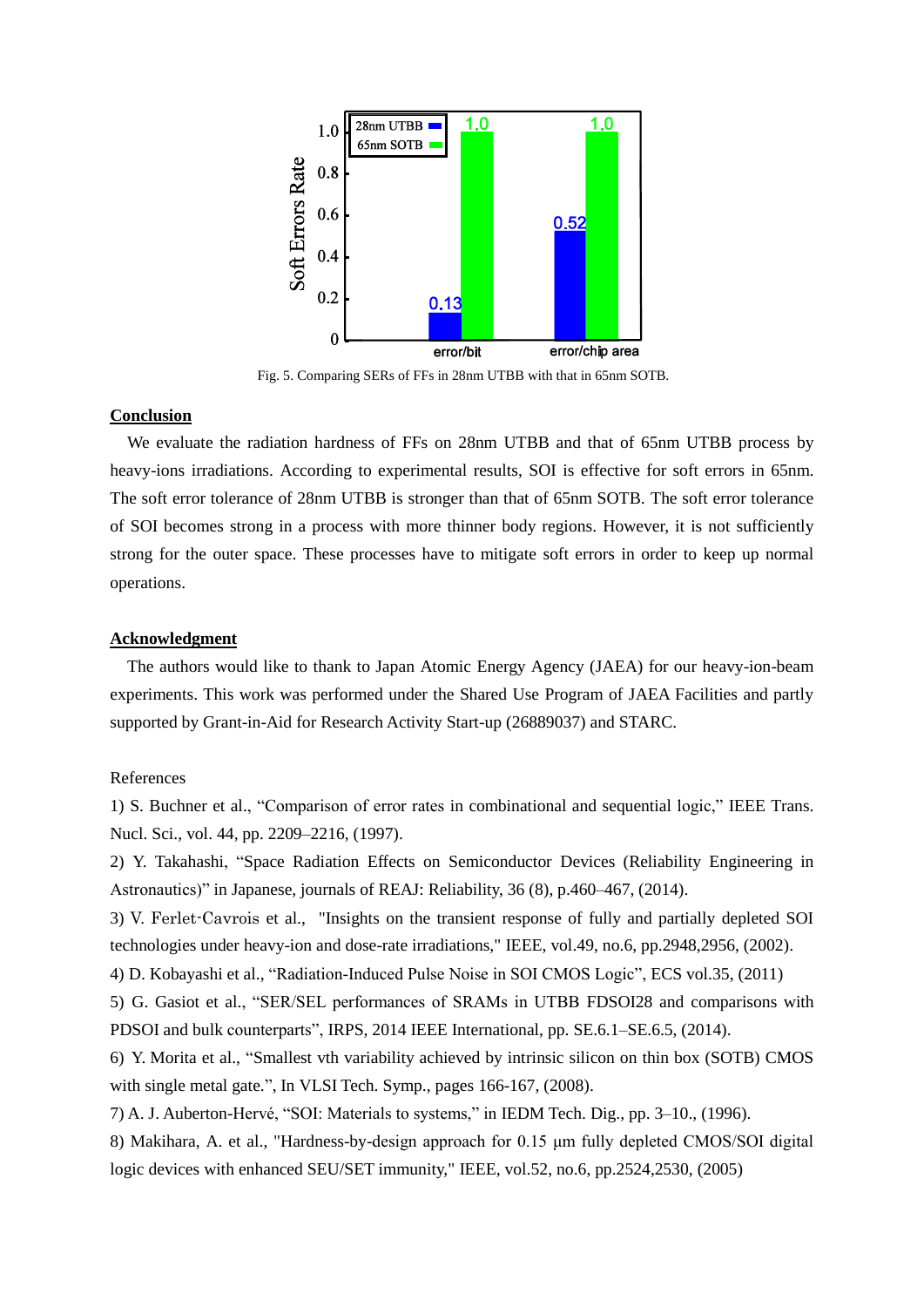Soft Errors Rate

1.0
0.8
0.6
0.4
0.2
0

28nm UTBB
65nm SOTB

0.13
1.0
0.52
1.0

error/bit
error/chip area

Fig. 5. Comparing SERs of FFs in 28nm UTBB with that in 65nm SOTB.

## Conclusion

We evaluate the radiation hardness of FFs on 28nm UTBB and that of 65nm UTBB process by heavy-ions irradiations. According to experimental results, SOI is effective for soft errors in 65nm. The soft error tolerance of 28nm UTBB is stronger than that of 65nm SOTB. The soft error tolerance of SOI becomes strong in a process with more thinner body regions. However, it is not sufficiently strong for the outer space. These processes have to mitigate soft errors in order to keep up normal operations.

## Acknowledgment

The authors would like to thank to Japan Atomic Energy Agency (JAEA) for our heavy-ion-beam experiments. This work was performed under the Shared Use Program of JAEA Facilities and partly supported by Grant-in-Aid for Research Activity Start-up (26889037) and STARC.

## References

1) S. Buchner et al., "Comparison of error rates in combinational and sequential logic," IEEE Trans. Nucl. Sci., vol. 44, pp. 2209–2216, (1997).

2) Y. Takahashi, "Space Radiation Effects on Semiconductor Devices (Reliability Engineering in Astronautics)" in Japanese, journals of REAJ: Reliability, 36 (8), p.460–467, (2014).

3) V. Ferlet-Cavrois et al., "Insights on the transient response of fully and partially depleted SOI technologies under heavy-ion and dose-rate irradiations," IEEE, vol.49, no.6, pp.2948,2956, (2002).

4) D. Kobayashi et al., "Radiation-Induced Pulse Noise in SOI CMOS Logic", ECS vol.35, (2011)

5) G. Gasiot et al., "SER/SEL performances of SRAMs in UTBB FDSOI28 and comparisons with PDSOI and bulk counterparts", IRPS, 2014 IEEE International, pp. SE.6.1–SE.6.5, (2014).

6) Y. Morita et al., "Smallest vth variability achieved by intrinsic silicon on thin box (SOTB) CMOS with single metal gate.", In VLSI Tech. Symp., pages 166-167, (2008).

7) A. J. Auberton-Hervé, "SOI: Materials to systems," in IEDM Tech. Dig., pp. 3–10., (1996).

8) Makihara, A. et al., "Hardness-by-design approach for 0.15 µm fully depleted CMOS/SOI digital logic devices with enhanced SEU/SET immunity," IEEE, vol.52, no.6, pp.2524,2530, (2005)